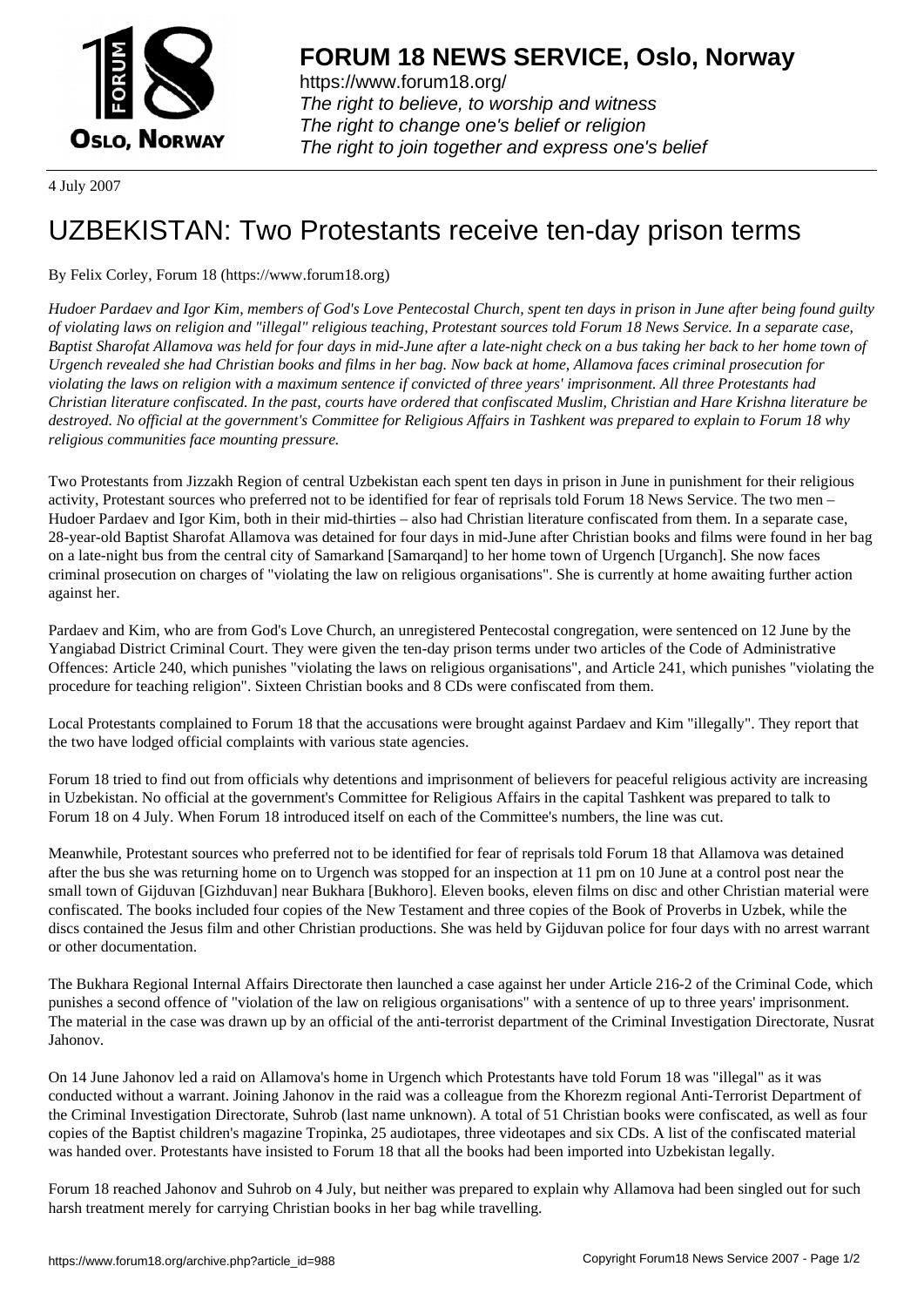# FORUM 18 NEWS SERVICE, Oslo, Norway

https://www.forum18.org/
*The right to believe, to worship and witness*
*The right to change one's belief or religion*
*The right to join together and express one's belief*

4 July 2007

## UZBEKISTAN: Two Protestants receive ten-day prison terms

By Felix Corley, Forum 18 (https://www.forum18.org)

*Hudoer Pardaev and Igor Kim, members of God's Love Pentecostal Church, spent ten days in prison in June after being found guilty of violating laws on religion and "illegal" religious teaching, Protestant sources told Forum 18 News Service. In a separate case, Baptist Sharofat Allamova was held for four days in mid-June after a late-night check on a bus taking her back to her home town of Urgench revealed she had Christian books and films in her bag. Now back at home, Allamova faces criminal prosecution for violating the laws on religion with a maximum sentence if convicted of three years' imprisonment. All three Protestants had Christian literature confiscated. In the past, courts have ordered that confiscated Muslim, Christian and Hare Krishna literature be destroyed. No official at the government's Committee for Religious Affairs in Tashkent was prepared to explain to Forum 18 why religious communities face mounting pressure.*

Two Protestants from Jizzakh Region of central Uzbekistan each spent ten days in prison in June in punishment for their religious activity, Protestant sources who preferred not to be identified for fear of reprisals told Forum 18 News Service. The two men – Hudoer Pardaev and Igor Kim, both in their mid-thirties – also had Christian literature confiscated from them. In a separate case, 28-year-old Baptist Sharofat Allamova was detained for four days in mid-June after Christian books and films were found in her bag on a late-night bus from the central city of Samarkand [Samarqand] to her home town of Urgench [Urganch]. She now faces criminal prosecution on charges of "violating the law on religious organisations". She is currently at home awaiting further action against her.

Pardaev and Kim, who are from God's Love Church, an unregistered Pentecostal congregation, were sentenced on 12 June by the Yangiabad District Criminal Court. They were given the ten-day prison terms under two articles of the Code of Administrative Offences: Article 240, which punishes "violating the laws on religious organisations", and Article 241, which punishes "violating the procedure for teaching religion". Sixteen Christian books and 8 CDs were confiscated from them.

Local Protestants complained to Forum 18 that the accusations were brought against Pardaev and Kim "illegally". They report that the two have lodged official complaints with various state agencies.

Forum 18 tried to find out from officials why detentions and imprisonment of believers for peaceful religious activity are increasing in Uzbekistan. No official at the government's Committee for Religious Affairs in the capital Tashkent was prepared to talk to Forum 18 on 4 July. When Forum 18 introduced itself on each of the Committee's numbers, the line was cut.

Meanwhile, Protestant sources who preferred not to be identified for fear of reprisals told Forum 18 that Allamova was detained after the bus she was returning home on to Urgench was stopped for an inspection at 11 pm on 10 June at a control post near the small town of Gijduvan [Gizhduvan] near Bukhara [Bukhoro]. Eleven books, eleven films on disc and other Christian material were confiscated. The books included four copies of the New Testament and three copies of the Book of Proverbs in Uzbek, while the discs contained the Jesus film and other Christian productions. She was held by Gijduvan police for four days with no arrest warrant or other documentation.

The Bukhara Regional Internal Affairs Directorate then launched a case against her under Article 216-2 of the Criminal Code, which punishes a second offence of "violation of the law on religious organisations" with a sentence of up to three years' imprisonment. The material in the case was drawn up by an official of the anti-terrorist department of the Criminal Investigation Directorate, Nusrat Jahonov.

On 14 June Jahonov led a raid on Allamova's home in Urgench which Protestants have told Forum 18 was "illegal" as it was conducted without a warrant. Joining Jahonov in the raid was a colleague from the Khorezm regional Anti-Terrorist Department of the Criminal Investigation Directorate, Suhrob (last name unknown). A total of 51 Christian books were confiscated, as well as four copies of the Baptist children's magazine Tropinka, 25 audiotapes, three videotapes and six CDs. A list of the confiscated material was handed over. Protestants have insisted to Forum 18 that all the books had been imported into Uzbekistan legally.

Forum 18 reached Jahonov and Suhrob on 4 July, but neither was prepared to explain why Allamova had been singled out for such harsh treatment merely for carrying Christian books in her bag while travelling.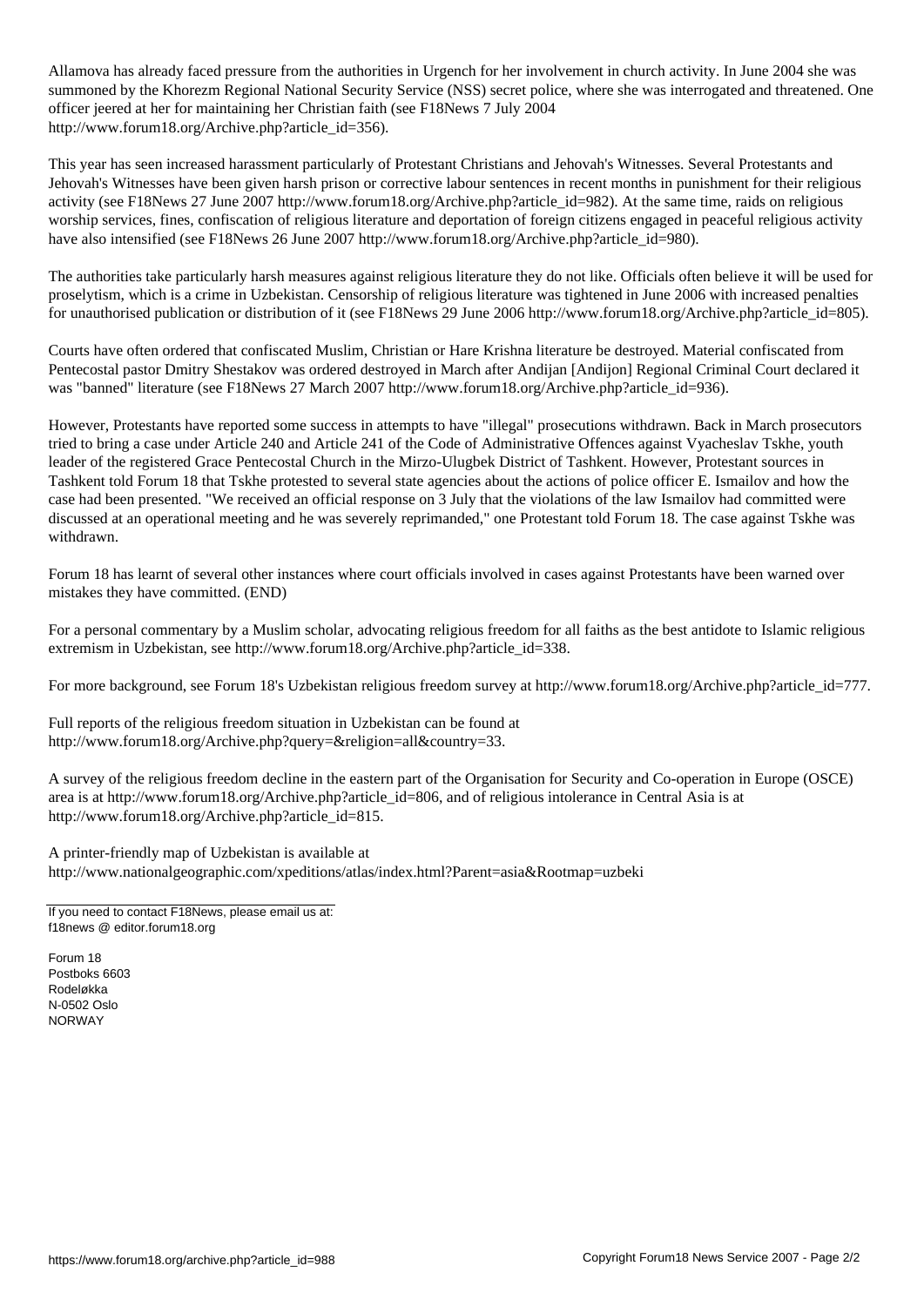Allamova has already faced pressure from the authorities in Urgench for her involvement in church activity. In June 2004 she was summoned by the Khorezm Regional National Security Service (NSS) secret police, where she was interrogated and threatened. One officer jeered at her for maintaining her Christian faith (see F18News 7 July 2004 http://www.forum18.org/Archive.php?article_id=356).

This year has seen increased harassment particularly of Protestant Christians and Jehovah's Witnesses. Several Protestants and Jehovah's Witnesses have been given harsh prison or corrective labour sentences in recent months in punishment for their religious activity (see F18News 27 June 2007 http://www.forum18.org/Archive.php?article_id=982). At the same time, raids on religious worship services, fines, confiscation of religious literature and deportation of foreign citizens engaged in peaceful religious activity have also intensified (see F18News 26 June 2007 http://www.forum18.org/Archive.php?article_id=980).

The authorities take particularly harsh measures against religious literature they do not like. Officials often believe it will be used for proselytism, which is a crime in Uzbekistan. Censorship of religious literature was tightened in June 2006 with increased penalties for unauthorised publication or distribution of it (see F18News 29 June 2006 http://www.forum18.org/Archive.php?article_id=805).

Courts have often ordered that confiscated Muslim, Christian or Hare Krishna literature be destroyed. Material confiscated from Pentecostal pastor Dmitry Shestakov was ordered destroyed in March after Andijan [Andijon] Regional Criminal Court declared it was "banned" literature (see F18News 27 March 2007 http://www.forum18.org/Archive.php?article_id=936).

However, Protestants have reported some success in attempts to have "illegal" prosecutions withdrawn. Back in March prosecutors tried to bring a case under Article 240 and Article 241 of the Code of Administrative Offences against Vyacheslav Tskhe, youth leader of the registered Grace Pentecostal Church in the Mirzo-Ulugbek District of Tashkent. However, Protestant sources in Tashkent told Forum 18 that Tskhe protested to several state agencies about the actions of police officer E. Ismailov and how the case had been presented. "We received an official response on 3 July that the violations of the law Ismailov had committed were discussed at an operational meeting and he was severely reprimanded," one Protestant told Forum 18. The case against Tskhe was withdrawn.

Forum 18 has learnt of several other instances where court officials involved in cases against Protestants have been warned over mistakes they have committed. (END)

For a personal commentary by a Muslim scholar, advocating religious freedom for all faiths as the best antidote to Islamic religious extremism in Uzbekistan, see http://www.forum18.org/Archive.php?article_id=338.

For more background, see Forum 18's Uzbekistan religious freedom survey at http://www.forum18.org/Archive.php?article_id=777.

Full reports of the religious freedom situation in Uzbekistan can be found at http://www.forum18.org/Archive.php?query=&religion=all&country=33.

A survey of the religious freedom decline in the eastern part of the Organisation for Security and Co-operation in Europe (OSCE) area is at http://www.forum18.org/Archive.php?article_id=806, and of religious intolerance in Central Asia is at http://www.forum18.org/Archive.php?article_id=815.

A printer-friendly map of Uzbekistan is available at http://www.nationalgeographic.com/xpeditions/atlas/index.html?Parent=asia&Rootmap=uzbeki

If you need to contact F18News, please email us at:
f18news @ editor.forum18.org

Forum 18
Postboks 6603
Rodeløkka
N-0502 Oslo
NORWAY